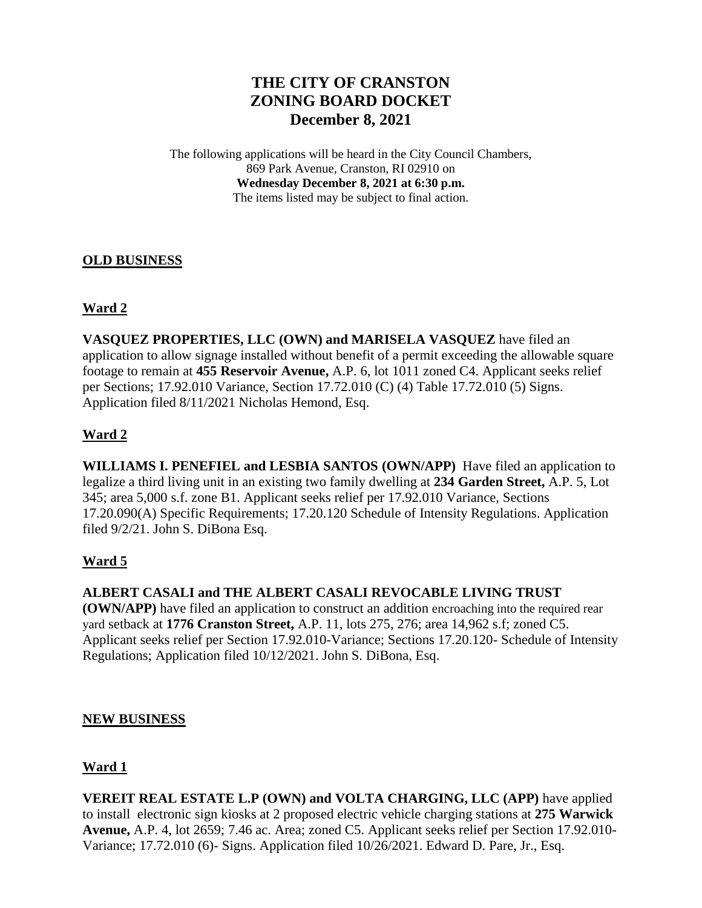# THE CITY OF CRANSTON
# ZONING BOARD DOCKET
# December 8, 2021

The following applications will be heard in the City Council Chambers,
869 Park Avenue, Cranston, RI 02910 on
**Wednesday December 8, 2021 at 6:30 p.m.**
The items listed may be subject to final action.

**OLD BUSINESS**

**Ward 2**

**VASQUEZ PROPERTIES, LLC (OWN) and MARISELA VASQUEZ** have filed an application to allow signage installed without benefit of a permit exceeding the allowable square footage to remain at **455 Reservoir Avenue,** A.P. 6, lot 1011 zoned C4. Applicant seeks relief per Sections; 17.92.010 Variance, Section 17.72.010 (C) (4) Table 17.72.010 (5) Signs. Application filed 8/11/2021 Nicholas Hemond, Esq.

**Ward 2**

**WILLIAMS I. PENEFIEL and LESBIA SANTOS (OWN/APP)** Have filed an application to legalize a third living unit in an existing two family dwelling at **234 Garden Street,** A.P. 5, Lot 345; area 5,000 s.f. zone B1. Applicant seeks relief per 17.92.010 Variance, Sections 17.20.090(A) Specific Requirements; 17.20.120 Schedule of Intensity Regulations. Application filed 9/2/21. John S. DiBona Esq.

**Ward 5**

**ALBERT CASALI and THE ALBERT CASALI REVOCABLE LIVING TRUST (OWN/APP)** have filed an application to construct an addition encroaching into the required rear yard setback at **1776 Cranston Street,** A.P. 11, lots 275, 276; area 14,962 s.f; zoned C5. Applicant seeks relief per Section 17.92.010-Variance; Sections 17.20.120- Schedule of Intensity Regulations; Application filed 10/12/2021. John S. DiBona, Esq.

**NEW BUSINESS**

**Ward 1**

**VEREIT REAL ESTATE L.P (OWN) and VOLTA CHARGING, LLC (APP)** have applied to install electronic sign kiosks at 2 proposed electric vehicle charging stations at **275 Warwick Avenue,** A.P. 4, lot 2659; 7.46 ac. Area; zoned C5. Applicant seeks relief per Section 17.92.010-Variance; 17.72.010 (6)- Signs. Application filed 10/26/2021. Edward D. Pare, Jr., Esq.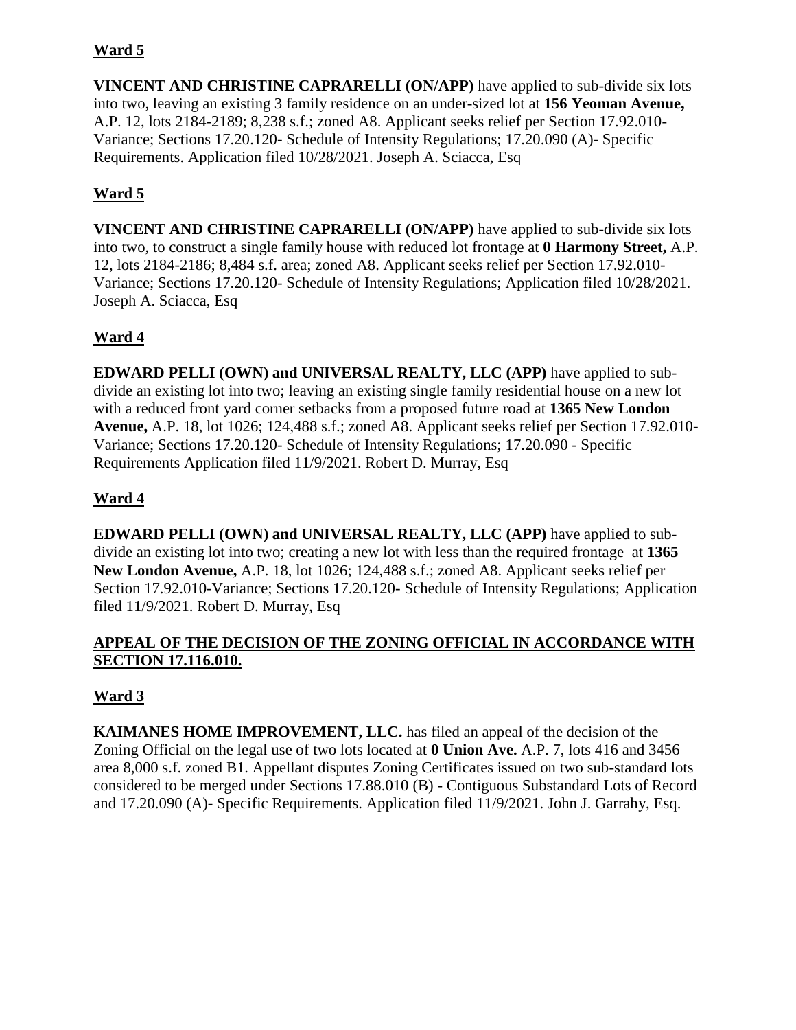**Ward 5**

**VINCENT AND CHRISTINE CAPRARELLI (ON/APP)** have applied to sub-divide six lots into two, leaving an existing 3 family residence on an under-sized lot at **156 Yeoman Avenue,** A.P. 12, lots 2184-2189; 8,238 s.f.; zoned A8. Applicant seeks relief per Section 17.92.010- Variance; Sections 17.20.120- Schedule of Intensity Regulations; 17.20.090 (A)- Specific Requirements. Application filed 10/28/2021. Joseph A. Sciacca, Esq

**Ward 5**

**VINCENT AND CHRISTINE CAPRARELLI (ON/APP)** have applied to sub-divide six lots into two, to construct a single family house with reduced lot frontage at **0 Harmony Street,** A.P. 12, lots 2184-2186; 8,484 s.f. area; zoned A8. Applicant seeks relief per Section 17.92.010- Variance; Sections 17.20.120- Schedule of Intensity Regulations; Application filed 10/28/2021. Joseph A. Sciacca, Esq

**Ward 4**

**EDWARD PELLI (OWN) and UNIVERSAL REALTY, LLC (APP)** have applied to sub-divide an existing lot into two; leaving an existing single family residential house on a new lot with a reduced front yard corner setbacks from a proposed future road at **1365 New London Avenue,** A.P. 18, lot 1026; 124,488 s.f.; zoned A8. Applicant seeks relief per Section 17.92.010- Variance; Sections 17.20.120- Schedule of Intensity Regulations; 17.20.090 - Specific Requirements Application filed 11/9/2021. Robert D. Murray, Esq

**Ward 4**

**EDWARD PELLI (OWN) and UNIVERSAL REALTY, LLC (APP)** have applied to sub-divide an existing lot into two; creating a new lot with less than the required frontage at **1365 New London Avenue,** A.P. 18, lot 1026; 124,488 s.f.; zoned A8. Applicant seeks relief per Section 17.92.010-Variance; Sections 17.20.120- Schedule of Intensity Regulations; Application filed 11/9/2021. Robert D. Murray, Esq

**APPEAL OF THE DECISION OF THE ZONING OFFICIAL IN ACCORDANCE WITH SECTION 17.116.010.**

**Ward 3**

**KAIMANES HOME IMPROVEMENT, LLC.** has filed an appeal of the decision of the Zoning Official on the legal use of two lots located at **0 Union Ave.** A.P. 7, lots 416 and 3456 area 8,000 s.f. zoned B1. Appellant disputes Zoning Certificates issued on two sub-standard lots considered to be merged under Sections 17.88.010 (B) - Contiguous Substandard Lots of Record and 17.20.090 (A)- Specific Requirements. Application filed 11/9/2021. John J. Garrahy, Esq.